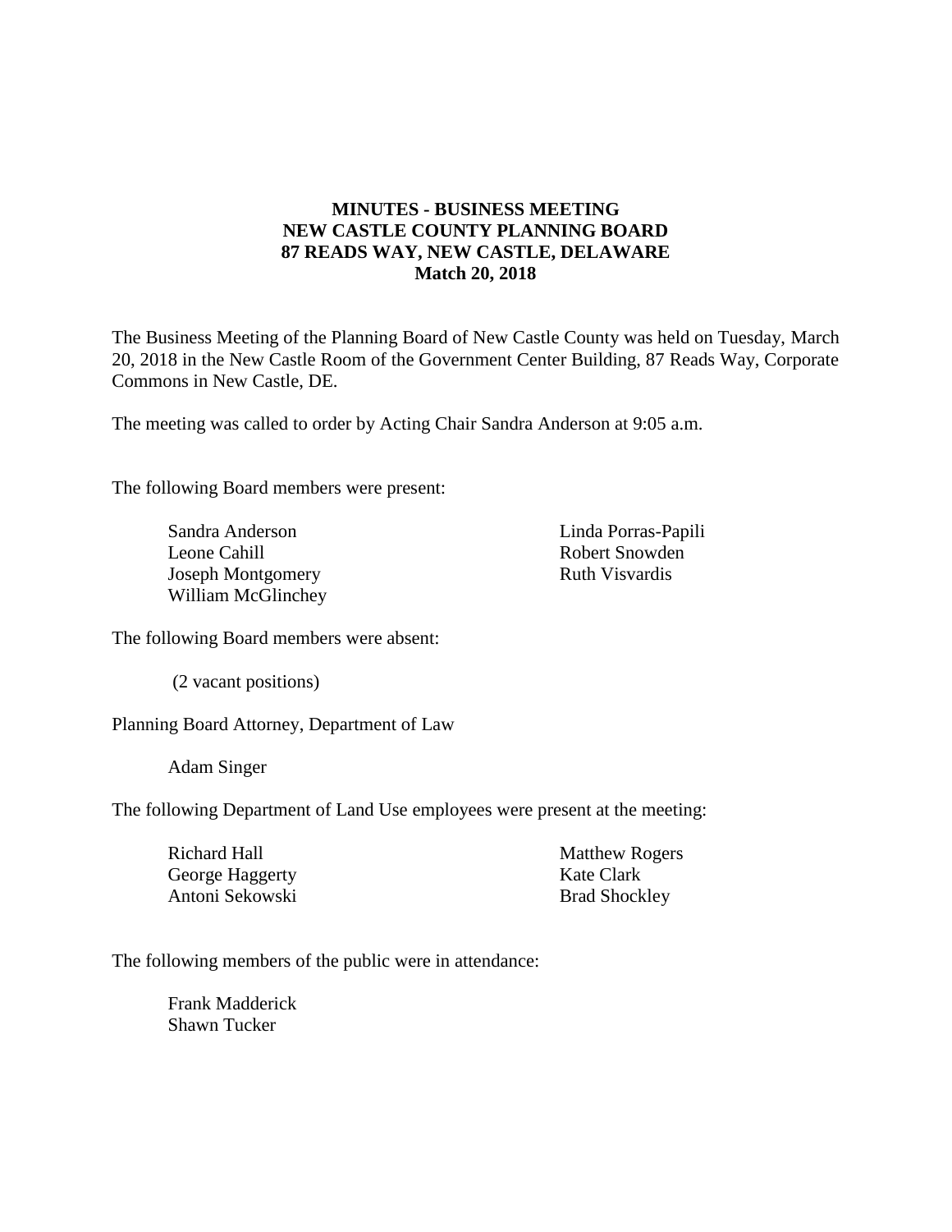# MINUTES - BUSINESS MEETING
# NEW CASTLE COUNTY PLANNING BOARD
# 87 READS WAY, NEW CASTLE, DELAWARE
# Match 20, 2018

The Business Meeting of the Planning Board of New Castle County was held on Tuesday, March 20, 2018 in the New Castle Room of the Government Center Building, 87 Reads Way, Corporate Commons in New Castle, DE.

The meeting was called to order by Acting Chair Sandra Anderson at 9:05 a.m.

The following Board members were present:

Sandra Anderson
Leone Cahill
Joseph Montgomery
William McGlinchey
Linda Porras-Papili
Robert Snowden
Ruth Visvardis

The following Board members were absent:

(2 vacant positions)

Planning Board Attorney, Department of Law

Adam Singer

The following Department of Land Use employees were present at the meeting:

Richard Hall
George Haggerty
Antoni Sekowski
Matthew Rogers
Kate Clark
Brad Shockley

The following members of the public were in attendance:

Frank Madderick
Shawn Tucker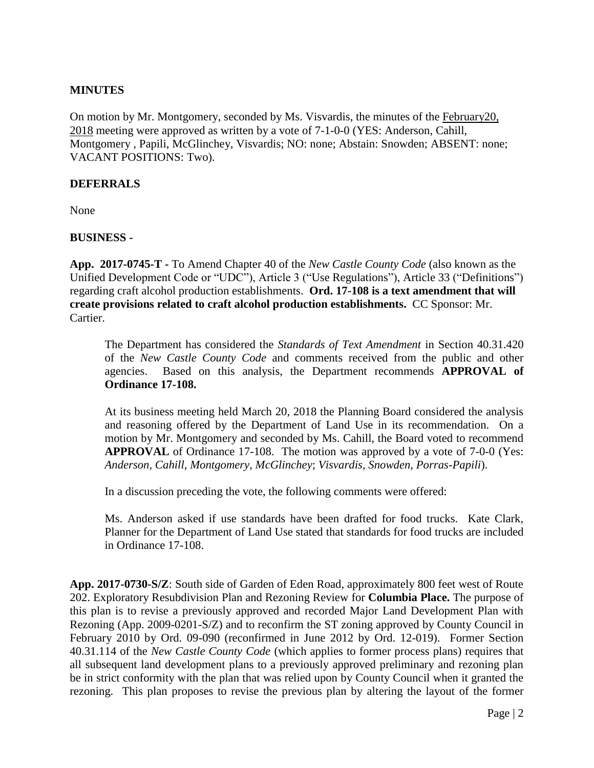**MINUTES**

On motion by Mr. Montgomery, seconded by Ms. Visvardis, the minutes of the February20, 2018 meeting were approved as written by a vote of 7-1-0-0 (YES: Anderson, Cahill, Montgomery , Papili, McGlinchey, Visvardis; NO: none; Abstain: Snowden; ABSENT: none; VACANT POSITIONS: Two).

**DEFERRALS**

None

**BUSINESS -**

**App. 2017-0745-T -** To Amend Chapter 40 of the *New Castle County Code* (also known as the Unified Development Code or "UDC"), Article 3 ("Use Regulations"), Article 33 ("Definitions") regarding craft alcohol production establishments. **Ord. 17-108 is a text amendment that will create provisions related to craft alcohol production establishments.** CC Sponsor: Mr. Cartier.

> The Department has considered the *Standards of Text Amendment* in Section 40.31.420 of the *New Castle County Code* and comments received from the public and other agencies. Based on this analysis, the Department recommends **APPROVAL of Ordinance 17-108.**
>
> At its business meeting held March 20, 2018 the Planning Board considered the analysis and reasoning offered by the Department of Land Use in its recommendation. On a motion by Mr. Montgomery and seconded by Ms. Cahill, the Board voted to recommend **APPROVAL** of Ordinance 17-108. The motion was approved by a vote of 7-0-0 (Yes: *Anderson, Cahill, Montgomery, McGlinchey*; *Visvardis, Snowden, Porras-Papili*).
>
> In a discussion preceding the vote, the following comments were offered:
>
> Ms. Anderson asked if use standards have been drafted for food trucks. Kate Clark, Planner for the Department of Land Use stated that standards for food trucks are included in Ordinance 17-108.

**App. 2017-0730-S/Z**: South side of Garden of Eden Road, approximately 800 feet west of Route 202. Exploratory Resubdivision Plan and Rezoning Review for **Columbia Place.** The purpose of this plan is to revise a previously approved and recorded Major Land Development Plan with Rezoning (App. 2009-0201-S/Z) and to reconfirm the ST zoning approved by County Council in February 2010 by Ord. 09-090 (reconfirmed in June 2012 by Ord. 12-019). Former Section 40.31.114 of the *New Castle County Code* (which applies to former process plans) requires that all subsequent land development plans to a previously approved preliminary and rezoning plan be in strict conformity with the plan that was relied upon by County Council when it granted the rezoning. This plan proposes to revise the previous plan by altering the layout of the former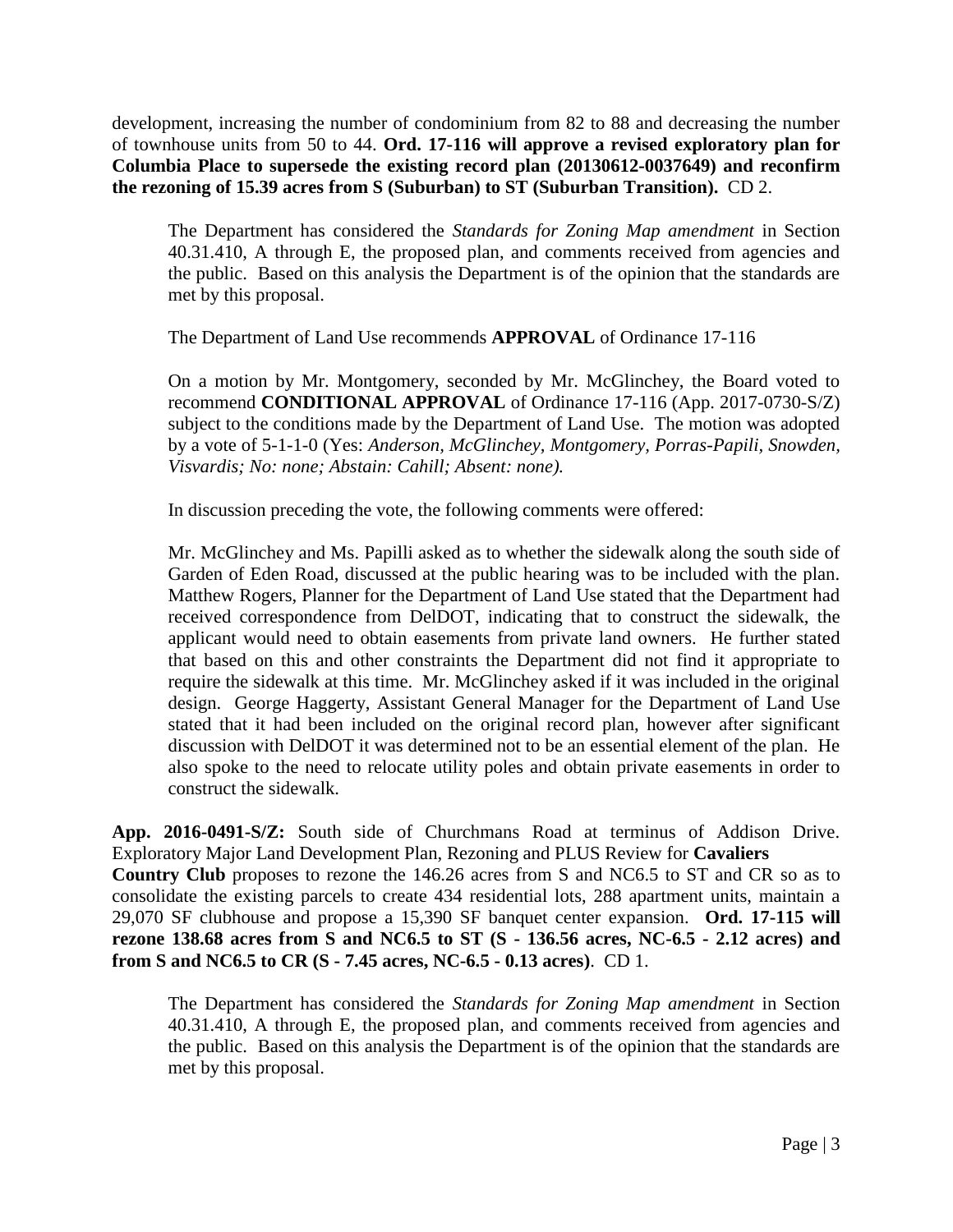development, increasing the number of condominium from 82 to 88 and decreasing the number of townhouse units from 50 to 44. **Ord. 17-116 will approve a revised exploratory plan for Columbia Place to supersede the existing record plan (20130612-0037649) and reconfirm the rezoning of 15.39 acres from S (Suburban) to ST (Suburban Transition).** CD 2.

The Department has considered the *Standards for Zoning Map amendment* in Section 40.31.410, A through E, the proposed plan, and comments received from agencies and the public. Based on this analysis the Department is of the opinion that the standards are met by this proposal.

The Department of Land Use recommends **APPROVAL** of Ordinance 17-116

On a motion by Mr. Montgomery, seconded by Mr. McGlinchey, the Board voted to recommend **CONDITIONAL APPROVAL** of Ordinance 17-116 (App. 2017-0730-S/Z) subject to the conditions made by the Department of Land Use. The motion was adopted by a vote of 5-1-1-0 (Yes: *Anderson, McGlinchey, Montgomery, Porras-Papili, Snowden, Visvardis; No: none; Abstain: Cahill; Absent: none).*

In discussion preceding the vote, the following comments were offered:

Mr. McGlinchey and Ms. Papilli asked as to whether the sidewalk along the south side of Garden of Eden Road, discussed at the public hearing was to be included with the plan. Matthew Rogers, Planner for the Department of Land Use stated that the Department had received correspondence from DelDOT, indicating that to construct the sidewalk, the applicant would need to obtain easements from private land owners. He further stated that based on this and other constraints the Department did not find it appropriate to require the sidewalk at this time. Mr. McGlinchey asked if it was included in the original design. George Haggerty, Assistant General Manager for the Department of Land Use stated that it had been included on the original record plan, however after significant discussion with DelDOT it was determined not to be an essential element of the plan. He also spoke to the need to relocate utility poles and obtain private easements in order to construct the sidewalk.

**App. 2016-0491-S/Z:** South side of Churchmans Road at terminus of Addison Drive. Exploratory Major Land Development Plan, Rezoning and PLUS Review for **Cavaliers Country Club** proposes to rezone the 146.26 acres from S and NC6.5 to ST and CR so as to consolidate the existing parcels to create 434 residential lots, 288 apartment units, maintain a 29,070 SF clubhouse and propose a 15,390 SF banquet center expansion. **Ord. 17-115 will rezone 138.68 acres from S and NC6.5 to ST (S - 136.56 acres, NC-6.5 - 2.12 acres) and from S and NC6.5 to CR (S - 7.45 acres, NC-6.5 - 0.13 acres)**. CD 1.

The Department has considered the *Standards for Zoning Map amendment* in Section 40.31.410, A through E, the proposed plan, and comments received from agencies and the public. Based on this analysis the Department is of the opinion that the standards are met by this proposal.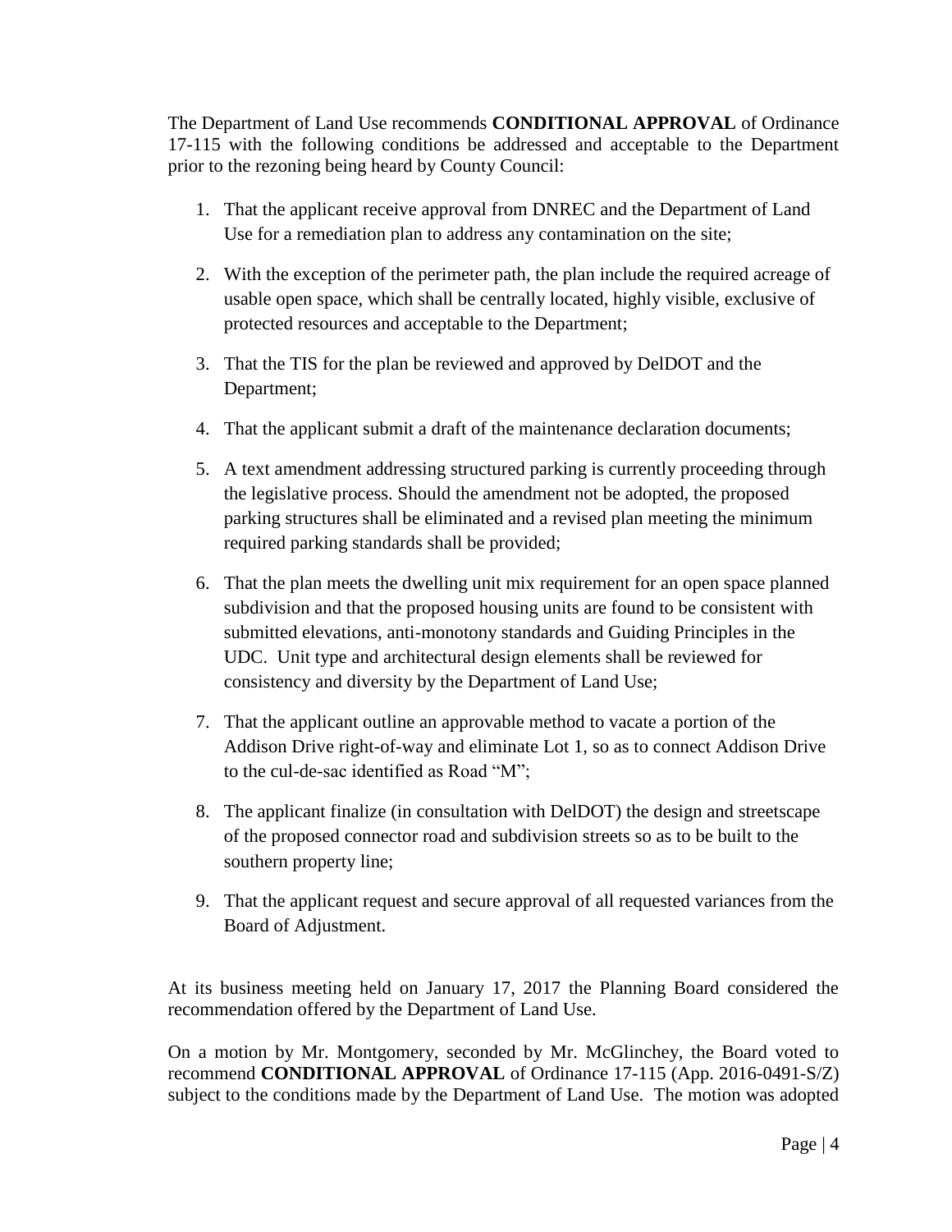The Department of Land Use recommends **CONDITIONAL APPROVAL** of Ordinance 17-115 with the following conditions be addressed and acceptable to the Department prior to the rezoning being heard by County Council:

1. That the applicant receive approval from DNREC and the Department of Land Use for a remediation plan to address any contamination on the site;
2. With the exception of the perimeter path, the plan include the required acreage of usable open space, which shall be centrally located, highly visible, exclusive of protected resources and acceptable to the Department;
3. That the TIS for the plan be reviewed and approved by DelDOT and the Department;
4. That the applicant submit a draft of the maintenance declaration documents;
5. A text amendment addressing structured parking is currently proceeding through the legislative process. Should the amendment not be adopted, the proposed parking structures shall be eliminated and a revised plan meeting the minimum required parking standards shall be provided;
6. That the plan meets the dwelling unit mix requirement for an open space planned subdivision and that the proposed housing units are found to be consistent with submitted elevations, anti-monotony standards and Guiding Principles in the UDC. Unit type and architectural design elements shall be reviewed for consistency and diversity by the Department of Land Use;
7. That the applicant outline an approvable method to vacate a portion of the Addison Drive right-of-way and eliminate Lot 1, so as to connect Addison Drive to the cul-de-sac identified as Road "M";
8. The applicant finalize (in consultation with DelDOT) the design and streetscape of the proposed connector road and subdivision streets so as to be built to the southern property line;
9. That the applicant request and secure approval of all requested variances from the Board of Adjustment.

At its business meeting held on January 17, 2017 the Planning Board considered the recommendation offered by the Department of Land Use.

On a motion by Mr. Montgomery, seconded by Mr. McGlinchey, the Board voted to recommend **CONDITIONAL APPROVAL** of Ordinance 17-115 (App. 2016-0491-S/Z) subject to the conditions made by the Department of Land Use. The motion was adopted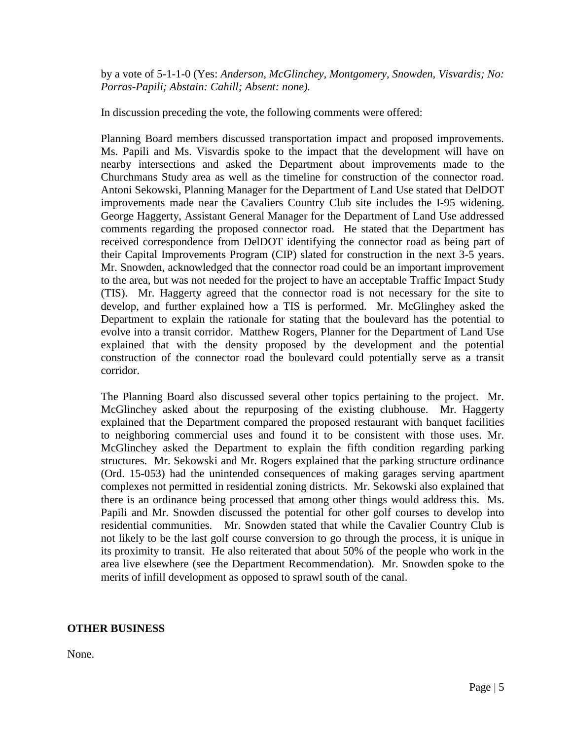by a vote of 5-1-1-0 (Yes: *Anderson, McGlinchey, Montgomery, Snowden, Visvardis; No: Porras-Papili; Abstain: Cahill; Absent: none).*

In discussion preceding the vote, the following comments were offered:

Planning Board members discussed transportation impact and proposed improvements. Ms. Papili and Ms. Visvardis spoke to the impact that the development will have on nearby intersections and asked the Department about improvements made to the Churchmans Study area as well as the timeline for construction of the connector road. Antoni Sekowski, Planning Manager for the Department of Land Use stated that DelDOT improvements made near the Cavaliers Country Club site includes the I-95 widening. George Haggerty, Assistant General Manager for the Department of Land Use addressed comments regarding the proposed connector road. He stated that the Department has received correspondence from DelDOT identifying the connector road as being part of their Capital Improvements Program (CIP) slated for construction in the next 3-5 years. Mr. Snowden, acknowledged that the connector road could be an important improvement to the area, but was not needed for the project to have an acceptable Traffic Impact Study (TIS). Mr. Haggerty agreed that the connector road is not necessary for the site to develop, and further explained how a TIS is performed. Mr. McGlinghey asked the Department to explain the rationale for stating that the boulevard has the potential to evolve into a transit corridor. Matthew Rogers, Planner for the Department of Land Use explained that with the density proposed by the development and the potential construction of the connector road the boulevard could potentially serve as a transit corridor.

The Planning Board also discussed several other topics pertaining to the project. Mr. McGlinchey asked about the repurposing of the existing clubhouse. Mr. Haggerty explained that the Department compared the proposed restaurant with banquet facilities to neighboring commercial uses and found it to be consistent with those uses. Mr. McGlinchey asked the Department to explain the fifth condition regarding parking structures. Mr. Sekowski and Mr. Rogers explained that the parking structure ordinance (Ord. 15-053) had the unintended consequences of making garages serving apartment complexes not permitted in residential zoning districts. Mr. Sekowski also explained that there is an ordinance being processed that among other things would address this. Ms. Papili and Mr. Snowden discussed the potential for other golf courses to develop into residential communities. Mr. Snowden stated that while the Cavalier Country Club is not likely to be the last golf course conversion to go through the process, it is unique in its proximity to transit. He also reiterated that about 50% of the people who work in the area live elsewhere (see the Department Recommendation). Mr. Snowden spoke to the merits of infill development as opposed to sprawl south of the canal.

**OTHER BUSINESS**

None.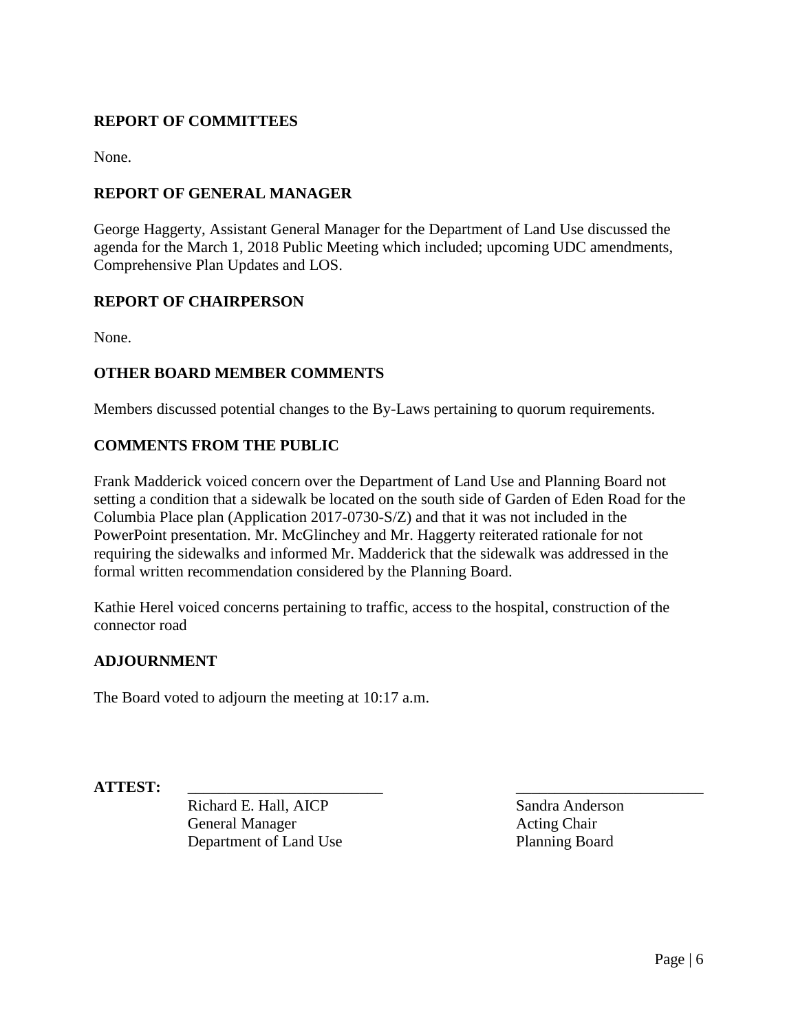## REPORT OF COMMITTEES

None.

## REPORT OF GENERAL MANAGER

George Haggerty, Assistant General Manager for the Department of Land Use discussed the agenda for the March 1, 2018 Public Meeting which included; upcoming UDC amendments, Comprehensive Plan Updates and LOS.

## REPORT OF CHAIRPERSON

None.

## OTHER BOARD MEMBER COMMENTS

Members discussed potential changes to the By-Laws pertaining to quorum requirements.

## COMMENTS FROM THE PUBLIC

Frank Madderick voiced concern over the Department of Land Use and Planning Board not setting a condition that a sidewalk be located on the south side of Garden of Eden Road for the Columbia Place plan (Application 2017-0730-S/Z) and that it was not included in the PowerPoint presentation. Mr. McGlinchey and Mr. Haggerty reiterated rationale for not requiring the sidewalks and informed Mr. Madderick that the sidewalk was addressed in the formal written recommendation considered by the Planning Board.

Kathie Herel voiced concerns pertaining to traffic, access to the hospital, construction of the connector road

## ADJOURNMENT

The Board voted to adjourn the meeting at 10:17 a.m.

**ATTEST:** \_\_\_\_\_\_\_\_\_\_\_\_\_\_\_\_\_\_\_\_\_\_\_\_\_ \_\_\_\_\_\_\_\_\_\_\_\_\_\_\_\_\_\_\_\_\_\_\_\_\_

Richard E. Hall, AICP
General Manager
Department of Land Use

Sandra Anderson
Acting Chair
Planning Board